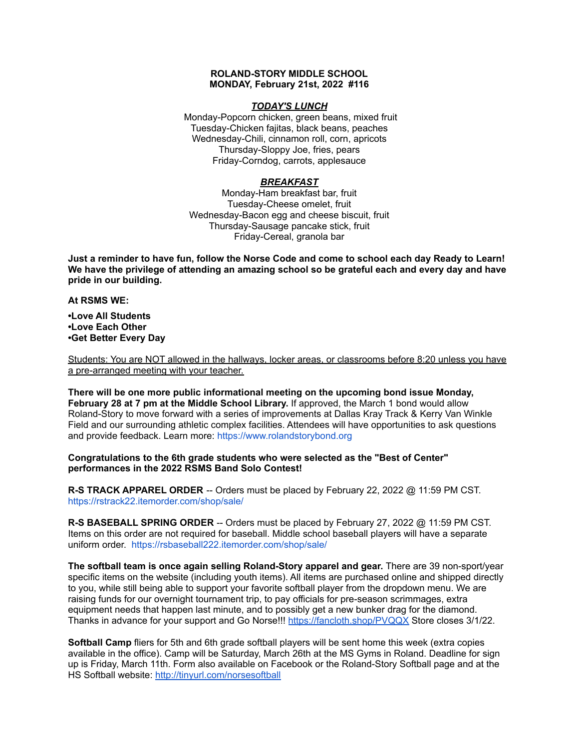**ROLAND-STORY MIDDLE SCHOOL**
**MONDAY, February 21st, 2022 #116**

***TODAY'S LUNCH***

Monday-Popcorn chicken, green beans, mixed fruit
Tuesday-Chicken fajitas, black beans, peaches
Wednesday-Chili, cinnamon roll, corn, apricots
Thursday-Sloppy Joe, fries, pears
Friday-Corndog, carrots, applesauce

***BREAKFAST***

Monday-Ham breakfast bar, fruit
Tuesday-Cheese omelet, fruit
Wednesday-Bacon egg and cheese biscuit, fruit
Thursday-Sausage pancake stick, fruit
Friday-Cereal, granola bar

**Just a reminder to have fun, follow the Norse Code and come to school each day Ready to Learn! We have the privilege of attending an amazing school so be grateful each and every day and have pride in our building.**

**At RSMS WE:**

**•Love All Students**
**•Love Each Other**
**•Get Better Every Day**

Students: You are NOT allowed in the hallways, locker areas, or classrooms before 8:20 unless you have a pre-arranged meeting with your teacher.

**There will be one more public informational meeting on the upcoming bond issue Monday, February 28 at 7 pm at the Middle School Library.** If approved, the March 1 bond would allow Roland-Story to move forward with a series of improvements at Dallas Kray Track & Kerry Van Winkle Field and our surrounding athletic complex facilities. Attendees will have opportunities to ask questions and provide feedback. Learn more: https://www.rolandstorybond.org

**Congratulations to the 6th grade students who were selected as the "Best of Center" performances in the 2022 RSMS Band Solo Contest!**

**R-S TRACK APPAREL ORDER** -- Orders must be placed by February 22, 2022 @ 11:59 PM CST. https://rstrack22.itemorder.com/shop/sale/

**R-S BASEBALL SPRING ORDER** -- Orders must be placed by February 27, 2022 @ 11:59 PM CST. Items on this order are not required for baseball. Middle school baseball players will have a separate uniform order. https://rsbaseball222.itemorder.com/shop/sale/

**The softball team is once again selling Roland-Story apparel and gear.** There are 39 non-sport/year specific items on the website (including youth items). All items are purchased online and shipped directly to you, while still being able to support your favorite softball player from the dropdown menu. We are raising funds for our overnight tournament trip, to pay officials for pre-season scrimmages, extra equipment needs that happen last minute, and to possibly get a new bunker drag for the diamond. Thanks in advance for your support and Go Norse!!! https://fancloth.shop/PVQQX Store closes 3/1/22.

**Softball Camp** fliers for 5th and 6th grade softball players will be sent home this week (extra copies available in the office). Camp will be Saturday, March 26th at the MS Gyms in Roland. Deadline for sign up is Friday, March 11th. Form also available on Facebook or the Roland-Story Softball page and at the HS Softball website: http://tinyurl.com/norsesoftball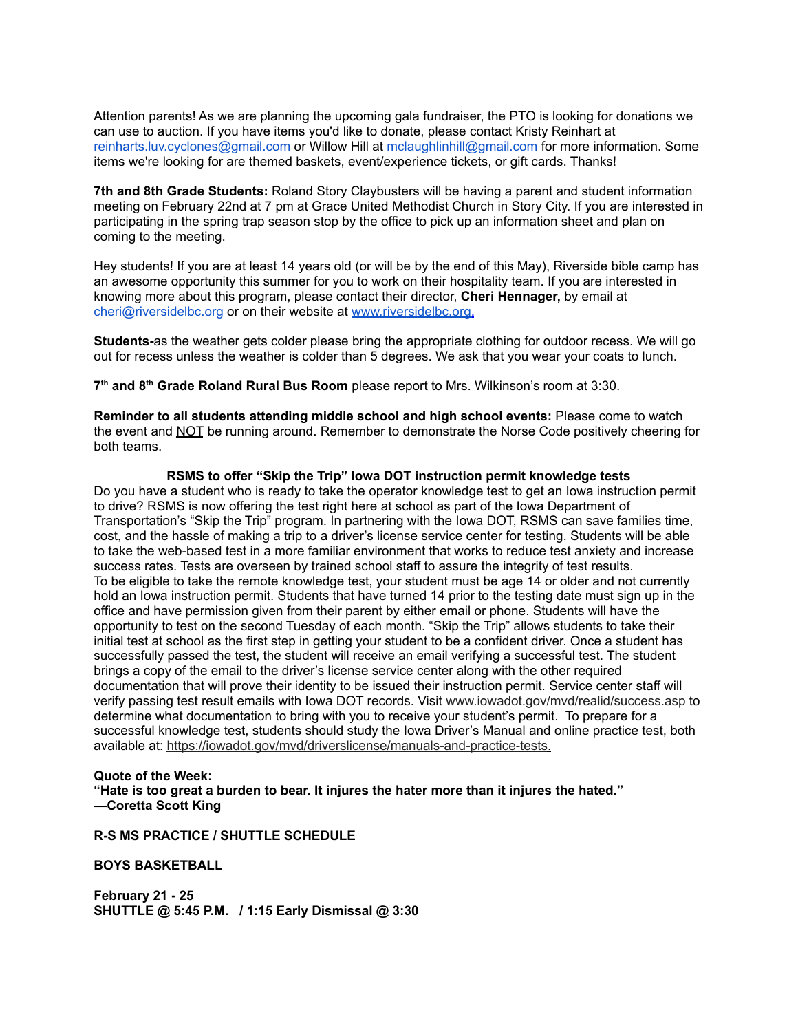Attention parents! As we are planning the upcoming gala fundraiser, the PTO is looking for donations we can use to auction. If you have items you'd like to donate, please contact Kristy Reinhart at reinharts.luv.cyclones@gmail.com or Willow Hill at mclaughlinhill@gmail.com for more information. Some items we're looking for are themed baskets, event/experience tickets, or gift cards. Thanks!

**7th and 8th Grade Students:** Roland Story Claybusters will be having a parent and student information meeting on February 22nd at 7 pm at Grace United Methodist Church in Story City. If you are interested in participating in the spring trap season stop by the office to pick up an information sheet and plan on coming to the meeting.

Hey students! If you are at least 14 years old (or will be by the end of this May), Riverside bible camp has an awesome opportunity this summer for you to work on their hospitality team. If you are interested in knowing more about this program, please contact their director, **Cheri Hennager,** by email at cheri@riversidelbc.org or on their website at www.riversidelbc.org.

**Students-**as the weather gets colder please bring the appropriate clothing for outdoor recess. We will go out for recess unless the weather is colder than 5 degrees. We ask that you wear your coats to lunch.

**7th and 8th Grade Roland Rural Bus Room** please report to Mrs. Wilkinson's room at 3:30.

**Reminder to all students attending middle school and high school events:** Please come to watch the event and NOT be running around. Remember to demonstrate the Norse Code positively cheering for both teams.

**RSMS to offer "Skip the Trip" Iowa DOT instruction permit knowledge tests**

Do you have a student who is ready to take the operator knowledge test to get an Iowa instruction permit to drive? RSMS is now offering the test right here at school as part of the Iowa Department of Transportation's "Skip the Trip" program. In partnering with the Iowa DOT, RSMS can save families time, cost, and the hassle of making a trip to a driver's license service center for testing. Students will be able to take the web-based test in a more familiar environment that works to reduce test anxiety and increase success rates. Tests are overseen by trained school staff to assure the integrity of test results.
To be eligible to take the remote knowledge test, your student must be age 14 or older and not currently hold an Iowa instruction permit. Students that have turned 14 prior to the testing date must sign up in the office and have permission given from their parent by either email or phone. Students will have the opportunity to test on the second Tuesday of each month. "Skip the Trip" allows students to take their initial test at school as the first step in getting your student to be a confident driver. Once a student has successfully passed the test, the student will receive an email verifying a successful test. The student brings a copy of the email to the driver's license service center along with the other required documentation that will prove their identity to be issued their instruction permit. Service center staff will verify passing test result emails with Iowa DOT records. Visit www.iowadot.gov/mvd/realid/success.asp to determine what documentation to bring with you to receive your student's permit. To prepare for a successful knowledge test, students should study the Iowa Driver's Manual and online practice test, both available at: https://iowadot.gov/mvd/driverslicense/manuals-and-practice-tests.

**Quote of the Week:**
**"Hate is too great a burden to bear. It injures the hater more than it injures the hated."**
**—Coretta Scott King**

**R-S MS PRACTICE / SHUTTLE SCHEDULE**

**BOYS BASKETBALL**

**February 21 - 25**
**SHUTTLE @ 5:45 P.M. / 1:15 Early Dismissal @ 3:30**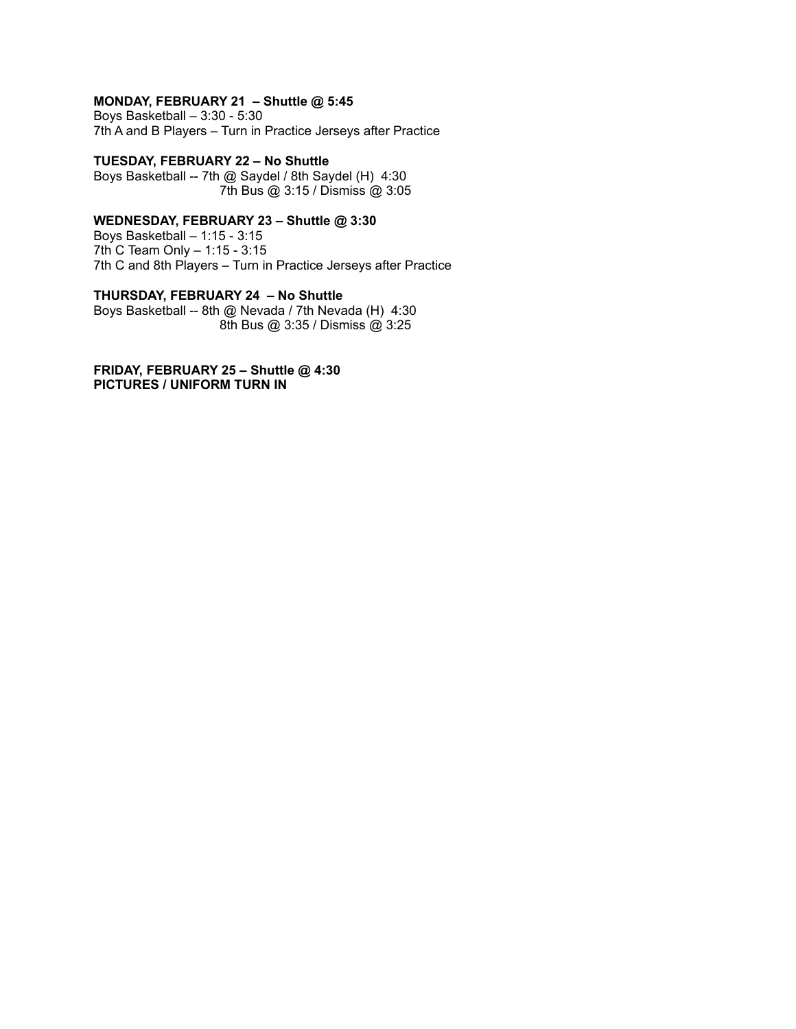**MONDAY, FEBRUARY 21 – Shuttle @ 5:45**
Boys Basketball – 3:30 - 5:30
7th A and B Players – Turn in Practice Jerseys after Practice

**TUESDAY, FEBRUARY 22 – No Shuttle**
Boys Basketball -- 7th @ Saydel / 8th Saydel (H) 4:30
7th Bus @ 3:15 / Dismiss @ 3:05

**WEDNESDAY, FEBRUARY 23 – Shuttle @ 3:30**
Boys Basketball – 1:15 - 3:15
7th C Team Only – 1:15 - 3:15
7th C and 8th Players – Turn in Practice Jerseys after Practice

**THURSDAY, FEBRUARY 24 – No Shuttle**
Boys Basketball -- 8th @ Nevada / 7th Nevada (H) 4:30
8th Bus @ 3:35 / Dismiss @ 3:25

**FRIDAY, FEBRUARY 25 – Shuttle @ 4:30**
**PICTURES / UNIFORM TURN IN**